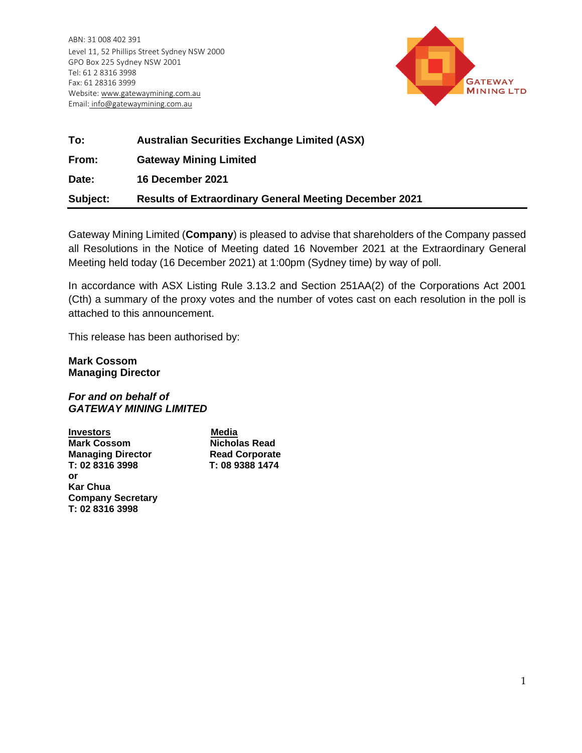ABN: 31 008 402 391
Level 11, 52 Phillips Street Sydney NSW 2000
GPO Box 225 Sydney NSW 2001
Tel: 61 2 8316 3998
Fax: 61 28316 3999
Website: www.gatewaymining.com.au
Email: info@gatewaymining.com.au

GATEWAY MINING LTD

| | |
|---|---|
| **To:** | **Australian Securities Exchange Limited (ASX)** |
| **From:** | **Gateway Mining Limited** |
| **Date:** | **16 December 2021** |
| **Subject:** | **Results of Extraordinary General Meeting December 2021** |

Gateway Mining Limited (**Company**) is pleased to advise that shareholders of the Company passed all Resolutions in the Notice of Meeting dated 16 November 2021 at the Extraordinary General Meeting held today (16 December 2021) at 1:00pm (Sydney time) by way of poll.

In accordance with ASX Listing Rule 3.13.2 and Section 251AA(2) of the Corporations Act 2001 (Cth) a summary of the proxy votes and the number of votes cast on each resolution in the poll is attached to this announcement.

This release has been authorised by:

**Mark Cossom**
**Managing Director**

***For and on behalf of***
***GATEWAY MINING LIMITED***

**Investors**
**Mark Cossom**
**Managing Director**
**T: 02 8316 3998**
**or**
**Kar Chua**
**Company Secretary**
**T: 02 8316 3998**

**Media**
**Nicholas Read**
**Read Corporate**
**T: 08 9388 1474**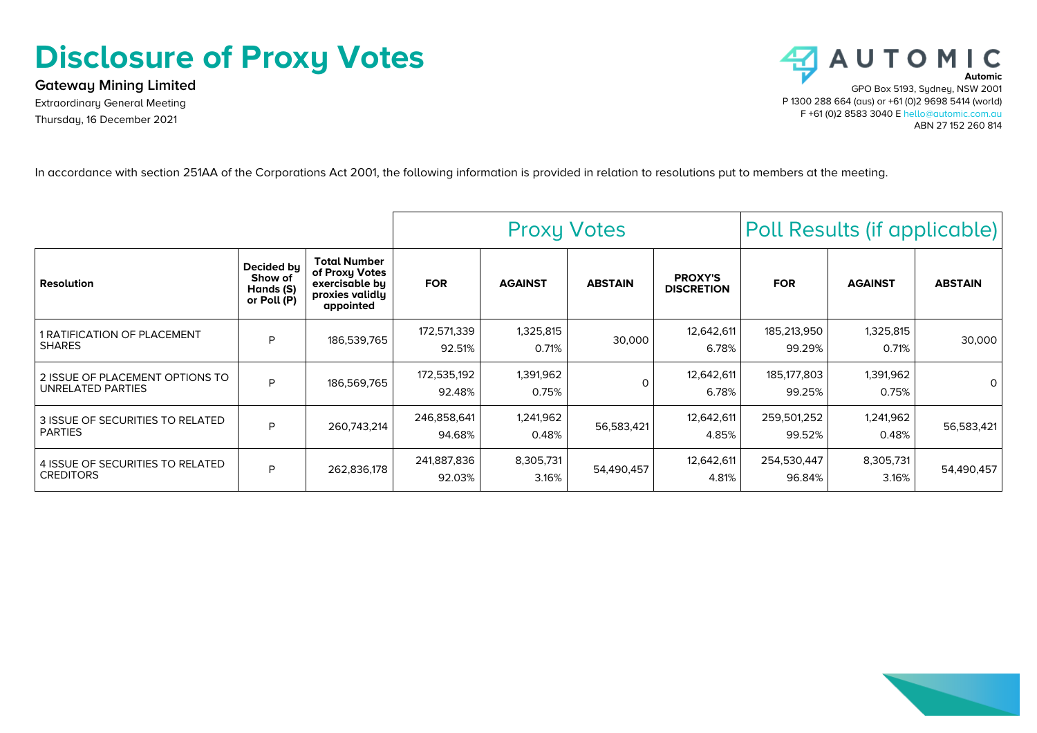# Disclosure of Proxy Votes

**Gateway Mining Limited**

Extraordinary General Meeting

Thursday, 16 December 2021

**AUTOMIC**

**Automic**

GPO Box 5193, Sydney, NSW 2001

P 1300 288 664 (aus) or +61 (0)2 9698 5414 (world)

F +61 (0)2 8583 3040 E hello@automic.com.au

ABN 27 152 260 814

In accordance with section 251AA of the Corporations Act 2001, the following information is provided in relation to resolutions put to members at the meeting.

| | | | Proxy Votes | | | | Poll Results (if applicable) | | |
|---|---|---|---|---|---|---|---|---|---|
| **Resolution** | **Decided by Show of Hands (S) or Poll (P)** | **Total Number of Proxy Votes exercisable by proxies validly appointed** | **FOR** | **AGAINST** | **ABSTAIN** | **PROXY'S DISCRETION** | **FOR** | **AGAINST** | **ABSTAIN** |
| 1 RATIFICATION OF PLACEMENT SHARES | P | 186,539,765 | 172,571,339 92.51% | 1,325,815 0.71% | 30,000 | 12,642,611 6.78% | 185,213,950 99.29% | 1,325,815 0.71% | 30,000 |
| 2 ISSUE OF PLACEMENT OPTIONS TO UNRELATED PARTIES | P | 186,569,765 | 172,535,192 92.48% | 1,391,962 0.75% | 0 | 12,642,611 6.78% | 185,177,803 99.25% | 1,391,962 0.75% | 0 |
| 3 ISSUE OF SECURITIES TO RELATED PARTIES | P | 260,743,214 | 246,858,641 94.68% | 1,241,962 0.48% | 56,583,421 | 12,642,611 4.85% | 259,501,252 99.52% | 1,241,962 0.48% | 56,583,421 |
| 4 ISSUE OF SECURITIES TO RELATED CREDITORS | P | 262,836,178 | 241,887,836 92.03% | 8,305,731 3.16% | 54,490,457 | 12,642,611 4.81% | 254,530,447 96.84% | 8,305,731 3.16% | 54,490,457 |